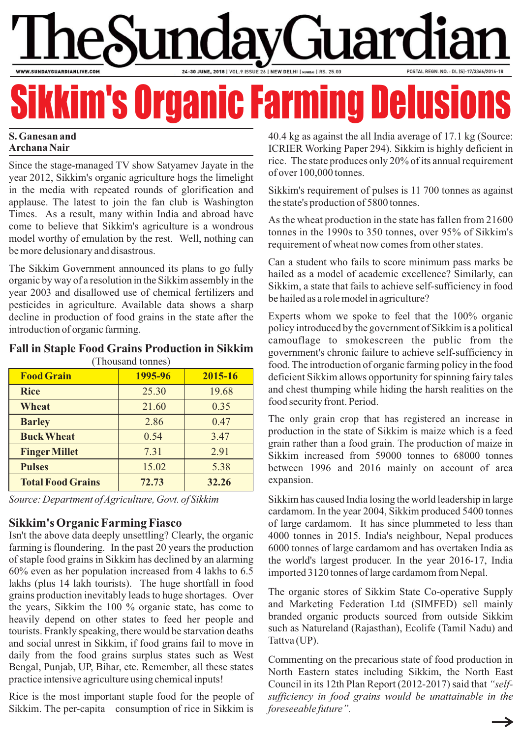# Sikkim's Organic Farming Delusions

**S. Ganesan and Archana Nair**

Since the stage-managed TV show Satyamev Jayate in the year 2012, Sikkim's organic agriculture hogs the limelight in the media with repeated rounds of glorification and applause. The latest to join the fan club is Washington Times. As a result, many within India and abroad have come to believe that Sikkim's agriculture is a wondrous model worthy of emulation by the rest. Well, nothing can be more delusionary and disastrous.

The Sikkim Government announced its plans to go fully organic by way of a resolution in the Sikkim assembly in the year 2003 and disallowed use of chemical fertilizers and pesticides in agriculture. Available data shows a sharp decline in production of food grains in the state after the introduction of organic farming.

### Fall in Staple Food Grains Production in Sikkim

(Thousand tonnes)

| Food Grain | 1995-96 | 2015-16 |
|---|---|---|
| Rice | 25.30 | 19.68 |
| Wheat | 21.60 | 0.35 |
| Barley | 2.86 | 0.47 |
| Buck Wheat | 0.54 | 3.47 |
| Finger Millet | 7.31 | 2.91 |
| Pulses | 15.02 | 5.38 |
| **Total Food Grains** | **72.73** | **32.26** |

*Source: Department of Agriculture, Govt. of Sikkim*

### Sikkim's Organic Farming Fiasco

Isn't the above data deeply unsettling? Clearly, the organic farming is floundering. In the past 20 years the production of staple food grains in Sikkim has declined by an alarming 60% even as her population increased from 4 lakhs to 6.5 lakhs (plus 14 lakh tourists). The huge shortfall in food grains production inevitably leads to huge shortages. Over the years, Sikkim the 100 % organic state, has come to heavily depend on other states to feed her people and tourists. Frankly speaking, there would be starvation deaths and social unrest in Sikkim, if food grains fail to move in daily from the food grains surplus states such as West Bengal, Punjab, UP, Bihar, etc. Remember, all these states practice intensive agriculture using chemical inputs!

Rice is the most important staple food for the people of Sikkim. The per-capita consumption of rice in Sikkim is 40.4 kg as against the all India average of 17.1 kg (Source: ICRIER Working Paper 294). Sikkim is highly deficient in rice. The state produces only 20% of its annual requirement of over 100,000 tonnes.

Sikkim's requirement of pulses is 11 700 tonnes as against the state's production of 5800 tonnes.

As the wheat production in the state has fallen from 21600 tonnes in the 1990s to 350 tonnes, over 95% of Sikkim's requirement of wheat now comes from other states.

Can a student who fails to score minimum pass marks be hailed as a model of academic excellence? Similarly, can Sikkim, a state that fails to achieve self-sufficiency in food be hailed as a role model in agriculture?

Experts whom we spoke to feel that the 100% organic policy introduced by the government of Sikkim is a political camouflage to smokescreen the public from the government's chronic failure to achieve self-sufficiency in food. The introduction of organic farming policy in the food deficient Sikkim allows opportunity for spinning fairy tales and chest thumping while hiding the harsh realities on the food security front. Period.

The only grain crop that has registered an increase in production in the state of Sikkim is maize which is a feed grain rather than a food grain. The production of maize in Sikkim increased from 59000 tonnes to 68000 tonnes between 1996 and 2016 mainly on account of area expansion.

Sikkim has caused India losing the world leadership in large cardamom. In the year 2004, Sikkim produced 5400 tonnes of large cardamom. It has since plummeted to less than 4000 tonnes in 2015. India's neighbour, Nepal produces 6000 tonnes of large cardamom and has overtaken India as the world's largest producer. In the year 2016-17, India imported 3120 tonnes of large cardamom from Nepal.

The organic stores of Sikkim State Co-operative Supply and Marketing Federation Ltd (SIMFED) sell mainly branded organic products sourced from outside Sikkim such as Natureland (Rajasthan), Ecolife (Tamil Nadu) and Tattva (UP).

Commenting on the precarious state of food production in North Eastern states including Sikkim, the North East Council in its 12th Plan Report (2012-2017) said that *"self-sufficiency in food grains would be unattainable in the foreseeable future".*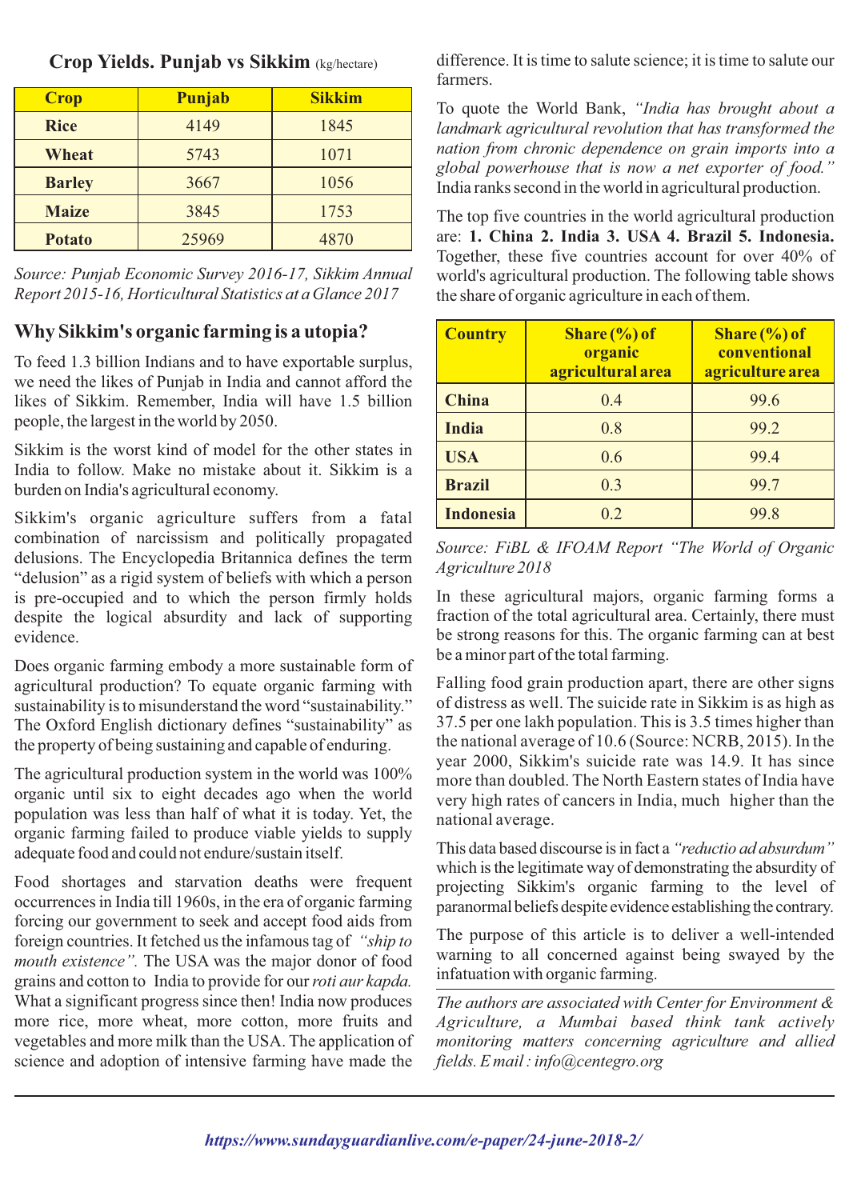### Crop Yields. Punjab vs Sikkim (kg/hectare)

| Crop | Punjab | Sikkim |
|---|---|---|
| Rice | 4149 | 1845 |
| Wheat | 5743 | 1071 |
| Barley | 3667 | 1056 |
| Maize | 3845 | 1753 |
| Potato | 25969 | 4870 |

*Source: Punjab Economic Survey 2016-17, Sikkim Annual Report 2015-16, Horticultural Statistics at a Glance 2017*

## Why Sikkim's organic farming is a utopia?

To feed 1.3 billion Indians and to have exportable surplus, we need the likes of Punjab in India and cannot afford the likes of Sikkim. Remember, India will have 1.5 billion people, the largest in the world by 2050.

Sikkim is the worst kind of model for the other states in India to follow. Make no mistake about it. Sikkim is a burden on India's agricultural economy.

Sikkim's organic agriculture suffers from a fatal combination of narcissism and politically propagated delusions. The Encyclopedia Britannica defines the term "delusion" as a rigid system of beliefs with which a person is pre-occupied and to which the person firmly holds despite the logical absurdity and lack of supporting evidence.

Does organic farming embody a more sustainable form of agricultural production? To equate organic farming with sustainability is to misunderstand the word "sustainability." The Oxford English dictionary defines "sustainability" as the property of being sustaining and capable of enduring.

The agricultural production system in the world was 100% organic until six to eight decades ago when the world population was less than half of what it is today. Yet, the organic farming failed to produce viable yields to supply adequate food and could not endure/sustain itself.

Food shortages and starvation deaths were frequent occurrences in India till 1960s, in the era of organic farming forcing our government to seek and accept food aids from foreign countries. It fetched us the infamous tag of *"ship to mouth existence"*. The USA was the major donor of food grains and cotton to India to provide for our *roti aur kapda.* What a significant progress since then! India now produces more rice, more wheat, more cotton, more fruits and vegetables and more milk than the USA. The application of science and adoption of intensive farming have made the difference. It is time to salute science; it is time to salute our farmers.

To quote the World Bank, *"India has brought about a landmark agricultural revolution that has transformed the nation from chronic dependence on grain imports into a global powerhouse that is now a net exporter of food."* India ranks second in the world in agricultural production.

The top five countries in the world agricultural production are: **1. China 2. India 3. USA 4. Brazil 5. Indonesia.** Together, these five countries account for over 40% of world's agricultural production. The following table shows the share of organic agriculture in each of them.

| Country | Share (%) of organic agricultural area | Share (%) of conventional agriculture area |
|---|---|---|
| China | 0.4 | 99.6 |
| India | 0.8 | 99.2 |
| USA | 0.6 | 99.4 |
| Brazil | 0.3 | 99.7 |
| Indonesia | 0.2 | 99.8 |

*Source: FiBL & IFOAM Report "The World of Organic Agriculture 2018*

In these agricultural majors, organic farming forms a fraction of the total agricultural area. Certainly, there must be strong reasons for this. The organic farming can at best be a minor part of the total farming.

Falling food grain production apart, there are other signs of distress as well. The suicide rate in Sikkim is as high as 37.5 per one lakh population. This is 3.5 times higher than the national average of 10.6 (Source: NCRB, 2015). In the year 2000, Sikkim's suicide rate was 14.9. It has since more than doubled. The North Eastern states of India have very high rates of cancers in India, much higher than the national average.

This data based discourse is in fact a *"reductio ad absurdum"* which is the legitimate way of demonstrating the absurdity of projecting Sikkim's organic farming to the level of paranormal beliefs despite evidence establishing the contrary.

The purpose of this article is to deliver a well-intended warning to all concerned against being swayed by the infatuation with organic farming.

---

*The authors are associated with Center for Environment & Agriculture, a Mumbai based think tank actively monitoring matters concerning agriculture and allied fields. E mail : info@centegro.org*

---

*https://www.sundayguardianlive.com/e-paper/24-june-2018-2/*